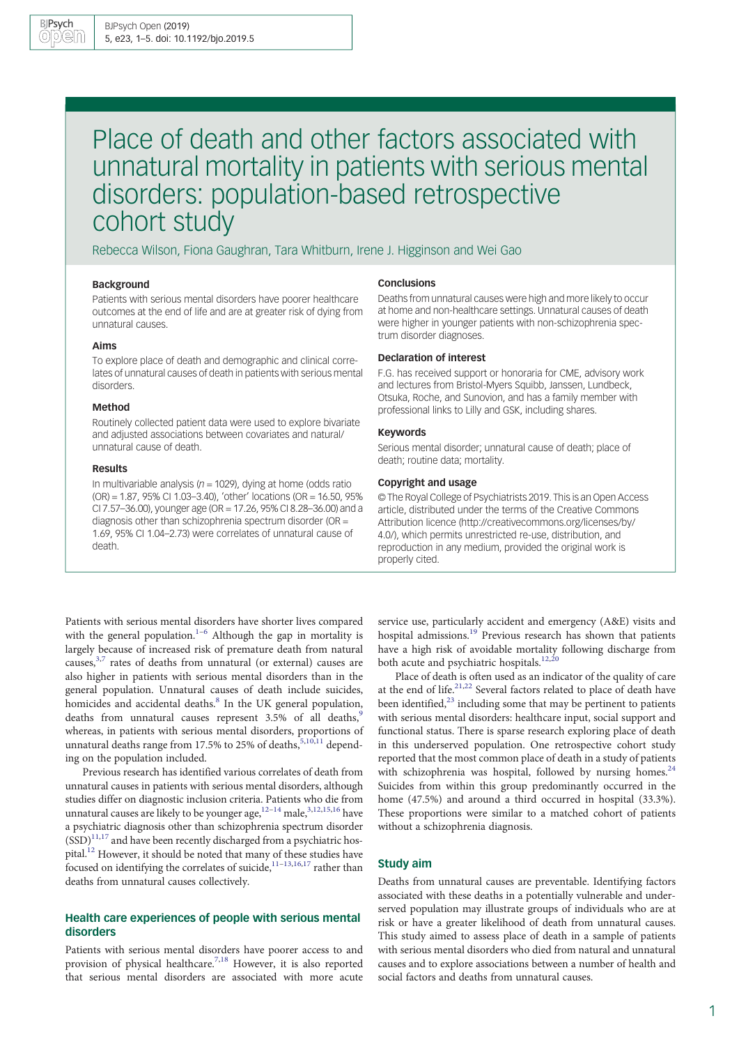# Place of death and other factors associated with unnatural mortality in patients with serious mental disorders: population-based retrospective cohort study

Rebecca Wilson, Fiona Gaughran, Tara Whitburn, Irene J. Higginson and Wei Gao

### Background

Patients with serious mental disorders have poorer healthcare outcomes at the end of life and are at greater risk of dying from unnatural causes.

### Aims

To explore place of death and demographic and clinical correlates of unnatural causes of death in patients with serious mental disorders.

### Method

Routinely collected patient data were used to explore bivariate and adjusted associations between covariates and natural/unnatural cause of death.

### Results

In multivariable analysis ($n = 1029$), dying at home (odds ratio (OR) = 1.87, 95% CI 1.03–3.40), 'other' locations (OR = 16.50, 95% CI 7.57–36.00), younger age (OR = 17.26, 95% CI 8.28–36.00) and a diagnosis other than schizophrenia spectrum disorder (OR = 1.69, 95% CI 1.04–2.73) were correlates of unnatural cause of death.

### Conclusions

Deaths from unnatural causes were high and more likely to occur at home and non-healthcare settings. Unnatural causes of death were higher in younger patients with non-schizophrenia spectrum disorder diagnoses.

### Declaration of interest

F.G. has received support or honoraria for CME, advisory work and lectures from Bristol-Myers Squibb, Janssen, Lundbeck, Otsuka, Roche, and Sunovion, and has a family member with professional links to Lilly and GSK, including shares.

### Keywords

Serious mental disorder; unnatural cause of death; place of death; routine data; mortality.

### Copyright and usage

© The Royal College of Psychiatrists 2019. This is an Open Access article, distributed under the terms of the Creative Commons Attribution licence (http://creativecommons.org/licenses/by/4.0/), which permits unrestricted re-use, distribution, and reproduction in any medium, provided the original work is properly cited.

Patients with serious mental disorders have shorter lives compared with the general population.[1–6] Although the gap in mortality is largely because of increased risk of premature death from natural causes,[3,7] rates of deaths from unnatural (or external) causes are also higher in patients with serious mental disorders than in the general population. Unnatural causes of death include suicides, homicides and accidental deaths.[8] In the UK general population, deaths from unnatural causes represent 3.5% of all deaths,[9] whereas, in patients with serious mental disorders, proportions of unnatural deaths range from 17.5% to 25% of deaths,[5,10,11] depending on the population included.

Previous research has identified various correlates of death from unnatural causes in patients with serious mental disorders, although studies differ on diagnostic inclusion criteria. Patients who die from unnatural causes are likely to be younger age,[12–14] male,[3,12,15,16] have a psychiatric diagnosis other than schizophrenia spectrum disorder (SSD)[11,17] and have been recently discharged from a psychiatric hospital.[12] However, it should be noted that many of these studies have focused on identifying the correlates of suicide,[11–13,16,17] rather than deaths from unnatural causes collectively.

## Health care experiences of people with serious mental disorders

Patients with serious mental disorders have poorer access to and provision of physical healthcare.[7,18] However, it is also reported that serious mental disorders are associated with more acute service use, particularly accident and emergency (A&E) visits and hospital admissions.[19] Previous research has shown that patients have a high risk of avoidable mortality following discharge from both acute and psychiatric hospitals.[12,20]

Place of death is often used as an indicator of the quality of care at the end of life.[21,22] Several factors related to place of death have been identified,[23] including some that may be pertinent to patients with serious mental disorders: healthcare input, social support and functional status. There is sparse research exploring place of death in this underserved population. One retrospective cohort study reported that the most common place of death in a study of patients with schizophrenia was hospital, followed by nursing homes.[24] Suicides from within this group predominantly occurred in the home (47.5%) and around a third occurred in hospital (33.3%). These proportions were similar to a matched cohort of patients without a schizophrenia diagnosis.

## Study aim

Deaths from unnatural causes are preventable. Identifying factors associated with these deaths in a potentially vulnerable and underserved population may illustrate groups of individuals who are at risk or have a greater likelihood of death from unnatural causes. This study aimed to assess place of death in a sample of patients with serious mental disorders who died from natural and unnatural causes and to explore associations between a number of health and social factors and deaths from unnatural causes.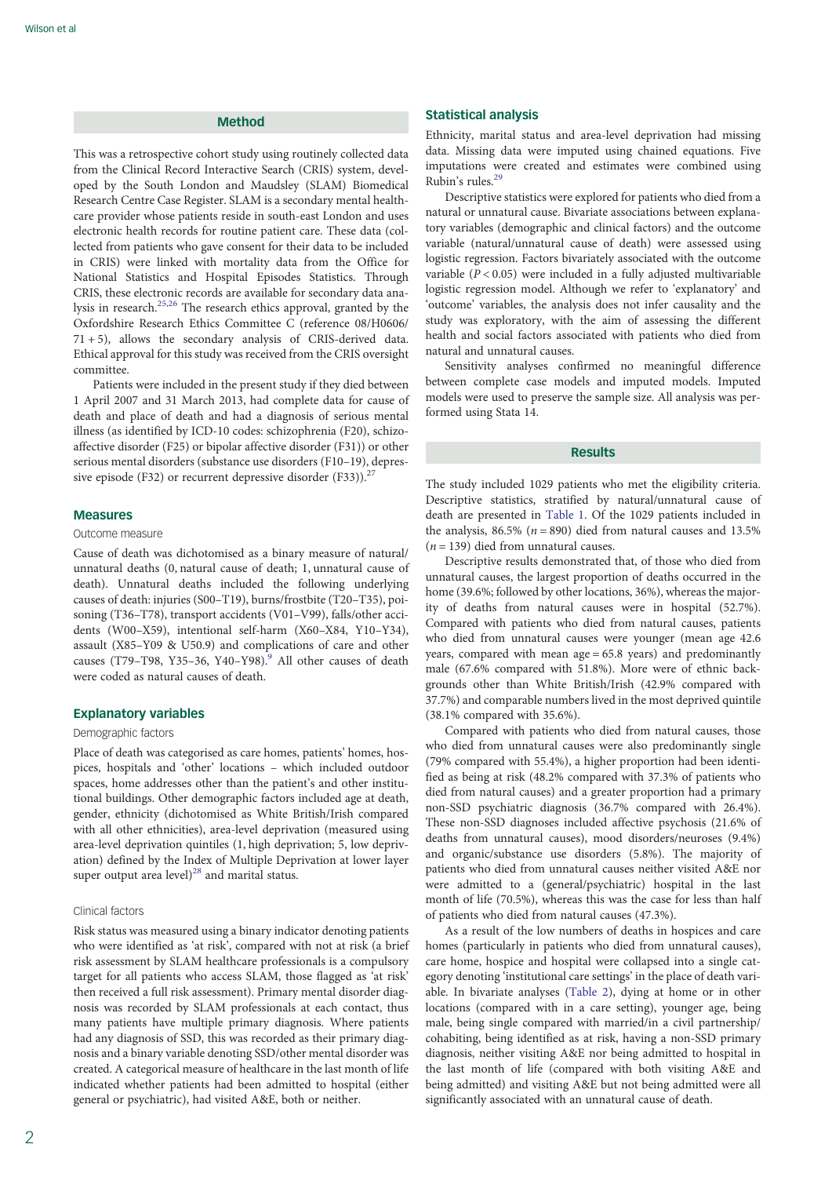## Method

This was a retrospective cohort study using routinely collected data from the Clinical Record Interactive Search (CRIS) system, developed by the South London and Maudsley (SLAM) Biomedical Research Centre Case Register. SLAM is a secondary mental healthcare provider whose patients reside in south-east London and uses electronic health records for routine patient care. These data (collected from patients who gave consent for their data to be included in CRIS) were linked with mortality data from the Office for National Statistics and Hospital Episodes Statistics. Through CRIS, these electronic records are available for secondary data analysis in research.[25,26] The research ethics approval, granted by the Oxfordshire Research Ethics Committee C (reference 08/H0606/71 + 5), allows the secondary analysis of CRIS-derived data. Ethical approval for this study was received from the CRIS oversight committee.

Patients were included in the present study if they died between 1 April 2007 and 31 March 2013, had complete data for cause of death and place of death and had a diagnosis of serious mental illness (as identified by ICD-10 codes: schizophrenia (F20), schizoaffective disorder (F25) or bipolar affective disorder (F31)) or other serious mental disorders (substance use disorders (F10–19), depressive episode (F32) or recurrent depressive disorder (F33)).[27]

### Measures

#### Outcome measure

Cause of death was dichotomised as a binary measure of natural/unnatural deaths (0, natural cause of death; 1, unnatural cause of death). Unnatural deaths included the following underlying causes of death: injuries (S00–T19), burns/frostbite (T20–T35), poisoning (T36–T78), transport accidents (V01–V99), falls/other accidents (W00–X59), intentional self-harm (X60–X84, Y10–Y34), assault (X85–Y09 & U50.9) and complications of care and other causes (T79–T98, Y35–36, Y40–Y98).[9] All other causes of death were coded as natural causes of death.

### Explanatory variables

#### Demographic factors

Place of death was categorised as care homes, patients' homes, hospices, hospitals and 'other' locations – which included outdoor spaces, home addresses other than the patient's and other institutional buildings. Other demographic factors included age at death, gender, ethnicity (dichotomised as White British/Irish compared with all other ethnicities), area-level deprivation (measured using area-level deprivation quintiles (1, high deprivation; 5, low deprivation) defined by the Index of Multiple Deprivation at lower layer super output area level)[28] and marital status.

#### Clinical factors

Risk status was measured using a binary indicator denoting patients who were identified as 'at risk', compared with not at risk (a brief risk assessment by SLAM healthcare professionals is a compulsory target for all patients who access SLAM, those flagged as 'at risk' then received a full risk assessment). Primary mental disorder diagnosis was recorded by SLAM professionals at each contact, thus many patients have multiple primary diagnosis. Where patients had any diagnosis of SSD, this was recorded as their primary diagnosis and a binary variable denoting SSD/other mental disorder was created. A categorical measure of healthcare in the last month of life indicated whether patients had been admitted to hospital (either general or psychiatric), had visited A&E, both or neither.

### Statistical analysis

Ethnicity, marital status and area-level deprivation had missing data. Missing data were imputed using chained equations. Five imputations were created and estimates were combined using Rubin's rules.[29]

Descriptive statistics were explored for patients who died from a natural or unnatural cause. Bivariate associations between explanatory variables (demographic and clinical factors) and the outcome variable (natural/unnatural cause of death) were assessed using logistic regression. Factors bivariately associated with the outcome variable ($P < 0.05$) were included in a fully adjusted multivariable logistic regression model. Although we refer to 'explanatory' and 'outcome' variables, the analysis does not infer causality and the study was exploratory, with the aim of assessing the different health and social factors associated with patients who died from natural and unnatural causes.

Sensitivity analyses confirmed no meaningful difference between complete case models and imputed models. Imputed models were used to preserve the sample size. All analysis was performed using Stata 14.

## Results

The study included 1029 patients who met the eligibility criteria. Descriptive statistics, stratified by natural/unnatural cause of death are presented in Table 1. Of the 1029 patients included in the analysis, 86.5% ($n = 890$) died from natural causes and 13.5% ($n = 139$) died from unnatural causes.

Descriptive results demonstrated that, of those who died from unnatural causes, the largest proportion of deaths occurred in the home (39.6%; followed by other locations, 36%), whereas the majority of deaths from natural causes were in hospital (52.7%). Compared with patients who died from natural causes, patients who died from unnatural causes were younger (mean age 42.6 years, compared with mean age = 65.8 years) and predominantly male (67.6% compared with 51.8%). More were of ethnic backgrounds other than White British/Irish (42.9% compared with 37.7%) and comparable numbers lived in the most deprived quintile (38.1% compared with 35.6%).

Compared with patients who died from natural causes, those who died from unnatural causes were also predominantly single (79% compared with 55.4%), a higher proportion had been identified as being at risk (48.2% compared with 37.3% of patients who died from natural causes) and a greater proportion had a primary non-SSD psychiatric diagnosis (36.7% compared with 26.4%). These non-SSD diagnoses included affective psychosis (21.6% of deaths from unnatural causes), mood disorders/neuroses (9.4%) and organic/substance use disorders (5.8%). The majority of patients who died from unnatural causes neither visited A&E nor were admitted to a (general/psychiatric) hospital in the last month of life (70.5%), whereas this was the case for less than half of patients who died from natural causes (47.3%).

As a result of the low numbers of deaths in hospices and care homes (particularly in patients who died from unnatural causes), care home, hospice and hospital were collapsed into a single category denoting 'institutional care settings' in the place of death variable. In bivariate analyses (Table 2), dying at home or in other locations (compared with in a care setting), younger age, being male, being single compared with married/in a civil partnership/cohabiting, being identified as at risk, having a non-SSD primary diagnosis, neither visiting A&E nor being admitted to hospital in the last month of life (compared with both visiting A&E and being admitted) and visiting A&E but not being admitted were all significantly associated with an unnatural cause of death.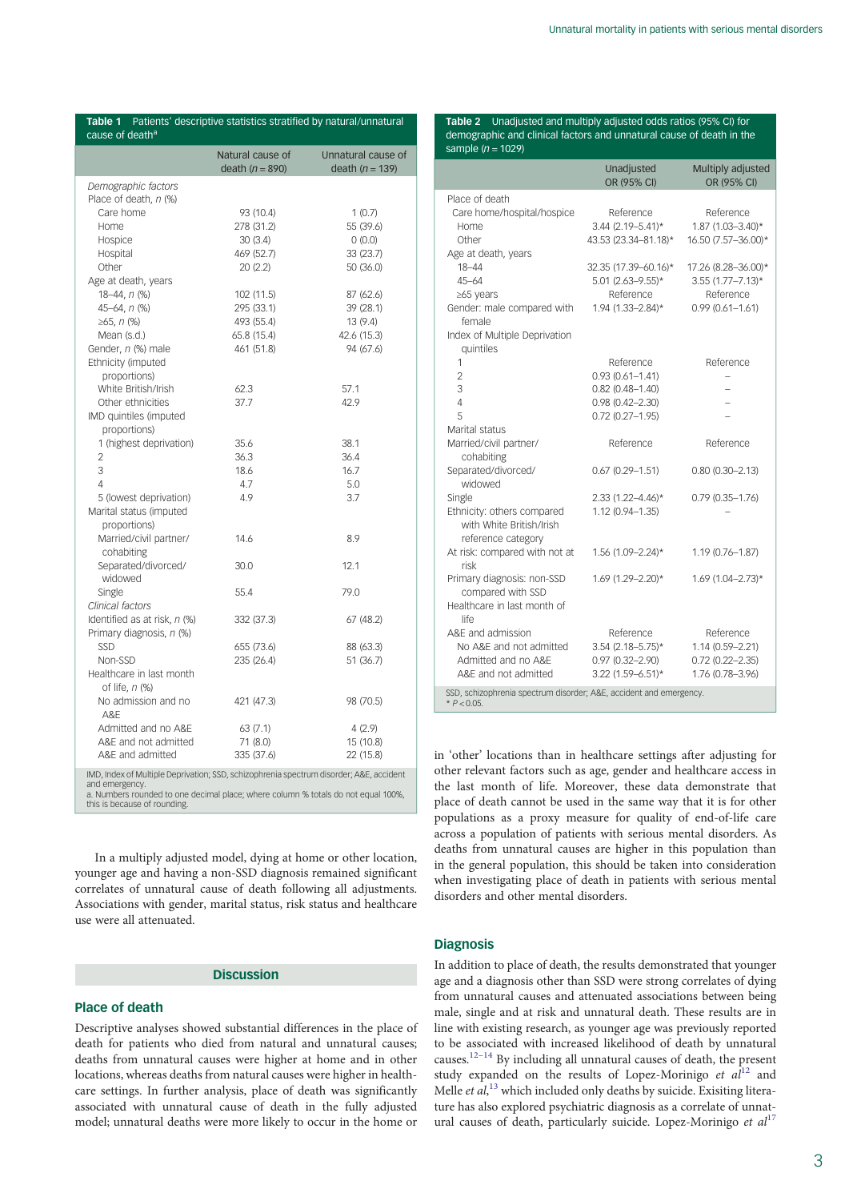**Table 1** Patients' descriptive statistics stratified by natural/unnatural cause of death[a]

| | Natural cause of death ($n$ = 890) | Unnatural cause of death ($n$ = 139) |
|---|---|---|
| *Demographic factors* | | |
| Place of death, $n$ (%) | | |
| Care home | 93 (10.4) | 1 (0.7) |
| Home | 278 (31.2) | 55 (39.6) |
| Hospice | 30 (3.4) | 0 (0.0) |
| Hospital | 469 (52.7) | 33 (23.7) |
| Other | 20 (2.2) | 50 (36.0) |
| Age at death, years | | |
| 18–44, $n$ (%) | 102 (11.5) | 87 (62.6) |
| 45–64, $n$ (%) | 295 (33.1) | 39 (28.1) |
| ≥65, $n$ (%) | 493 (55.4) | 13 (9.4) |
| Mean (s.d.) | 65.8 (15.4) | 42.6 (15.3) |
| Gender, $n$ (%) male | 461 (51.8) | 94 (67.6) |
| Ethnicity (imputed proportions) | | |
| White British/Irish | 62.3 | 57.1 |
| Other ethnicities | 37.7 | 42.9 |
| IMD quintiles (imputed proportions) | | |
| 1 (highest deprivation) | 35.6 | 38.1 |
| 2 | 36.3 | 36.4 |
| 3 | 18.6 | 16.7 |
| 4 | 4.7 | 5.0 |
| 5 (lowest deprivation) | 4.9 | 3.7 |
| Marital status (imputed proportions) | | |
| Married/civil partner/cohabiting | 14.6 | 8.9 |
| Separated/divorced/widowed | 30.0 | 12.1 |
| Single | 55.4 | 79.0 |
| *Clinical factors* | | |
| Identified as at risk, $n$ (%) | 332 (37.3) | 67 (48.2) |
| Primary diagnosis, $n$ (%) | | |
| SSD | 655 (73.6) | 88 (63.3) |
| Non-SSD | 235 (26.4) | 51 (36.7) |
| Healthcare in last month of life, $n$ (%) | | |
| No admission and no A&E | 421 (47.3) | 98 (70.5) |
| Admitted and no A&E | 63 (7.1) | 4 (2.9) |
| A&E and not admitted | 71 (8.0) | 15 (10.8) |
| A&E and admitted | 335 (37.6) | 22 (15.8) |

IMD, Index of Multiple Deprivation; SSD, schizophrenia spectrum disorder; A&E, accident and emergency.
a. Numbers rounded to one decimal place; where column % totals do not equal 100%, this is because of rounding.

In a multiply adjusted model, dying at home or other location, younger age and having a non-SSD diagnosis remained significant correlates of unnatural cause of death following all adjustments. Associations with gender, marital status, risk status and healthcare use were all attenuated.

**Table 2** Unadjusted and multiply adjusted odds ratios (95% CI) for demographic and clinical factors and unnatural cause of death in the sample ($n$ = 1029)

| | Unadjusted OR (95% CI) | Multiply adjusted OR (95% CI) |
|---|---|---|
| Place of death | | |
| Care home/hospital/hospice | Reference | Reference |
| Home | 3.44 (2.19–5.41)* | 1.87 (1.03–3.40)* |
| Other | 43.53 (23.34–81.18)* | 16.50 (7.57–36.00)* |
| Age at death, years | | |
| 18–44 | 32.35 (17.39–60.16)* | 17.26 (8.28–36.00)* |
| 45–64 | 5.01 (2.63–9.55)* | 3.55 (1.77–7.13)* |
| ≥65 years | Reference | Reference |
| Gender: male compared with female | 1.94 (1.33–2.84)* | 0.99 (0.61–1.61) |
| Index of Multiple Deprivation quintiles | | |
| 1 | Reference | Reference |
| 2 | 0.93 (0.61–1.41) | – |
| 3 | 0.82 (0.48–1.40) | – |
| 4 | 0.98 (0.42–2.30) | – |
| 5 | 0.72 (0.27–1.95) | – |
| Marital status | | |
| Married/civil partner/cohabiting | Reference | Reference |
| Separated/divorced/widowed | 0.67 (0.29–1.51) | 0.80 (0.30–2.13) |
| Single | 2.33 (1.22–4.46)* | 0.79 (0.35–1.76) |
| Ethnicity: others compared with White British/Irish reference category | 1.12 (0.94–1.35) | – |
| At risk: compared with not at risk | 1.56 (1.09–2.24)* | 1.19 (0.76–1.87) |
| Primary diagnosis: non-SSD compared with SSD | 1.69 (1.29–2.20)* | 1.69 (1.04–2.73)* |
| Healthcare in last month of life | | |
| A&E and admission | Reference | Reference |
| No A&E and not admitted | 3.54 (2.18–5.75)* | 1.14 (0.59–2.21) |
| Admitted and no A&E | 0.97 (0.32–2.90) | 0.72 (0.22–2.35) |
| A&E and not admitted | 3.22 (1.59–6.51)* | 1.76 (0.78–3.96) |

SSD, schizophrenia spectrum disorder; A&E, accident and emergency.
* $P < 0.05$.

## Discussion

### Place of death

Descriptive analyses showed substantial differences in the place of death for patients who died from natural and unnatural causes; deaths from unnatural causes were higher at home and in other locations, whereas deaths from natural causes were higher in healthcare settings. In further analysis, place of death was significantly associated with unnatural cause of death in the fully adjusted model; unnatural deaths were more likely to occur in the home or in 'other' locations than in healthcare settings after adjusting for other relevant factors such as age, gender and healthcare access in the last month of life. Moreover, these data demonstrate that place of death cannot be used in the same way that it is for other populations as a proxy measure for quality of end-of-life care across a population of patients with serious mental disorders. As deaths from unnatural causes are higher in this population than in the general population, this should be taken into consideration when investigating place of death in patients with serious mental disorders and other mental disorders.

### Diagnosis

In addition to place of death, the results demonstrated that younger age and a diagnosis other than SSD were strong correlates of dying from unnatural causes and attenuated associations between being male, single and at risk and unnatural death. These results are in line with existing research, as younger age was previously reported to be associated with increased likelihood of death by unnatural causes.[12–14] By including all unnatural causes of death, the present study expanded on the results of Lopez-Morinigo *et al*[12] and Melle *et al*,[13] which included only deaths by suicide. Exisiting literature has also explored psychiatric diagnosis as a correlate of unnatural causes of death, particularly suicide. Lopez-Morinigo *et al*[17]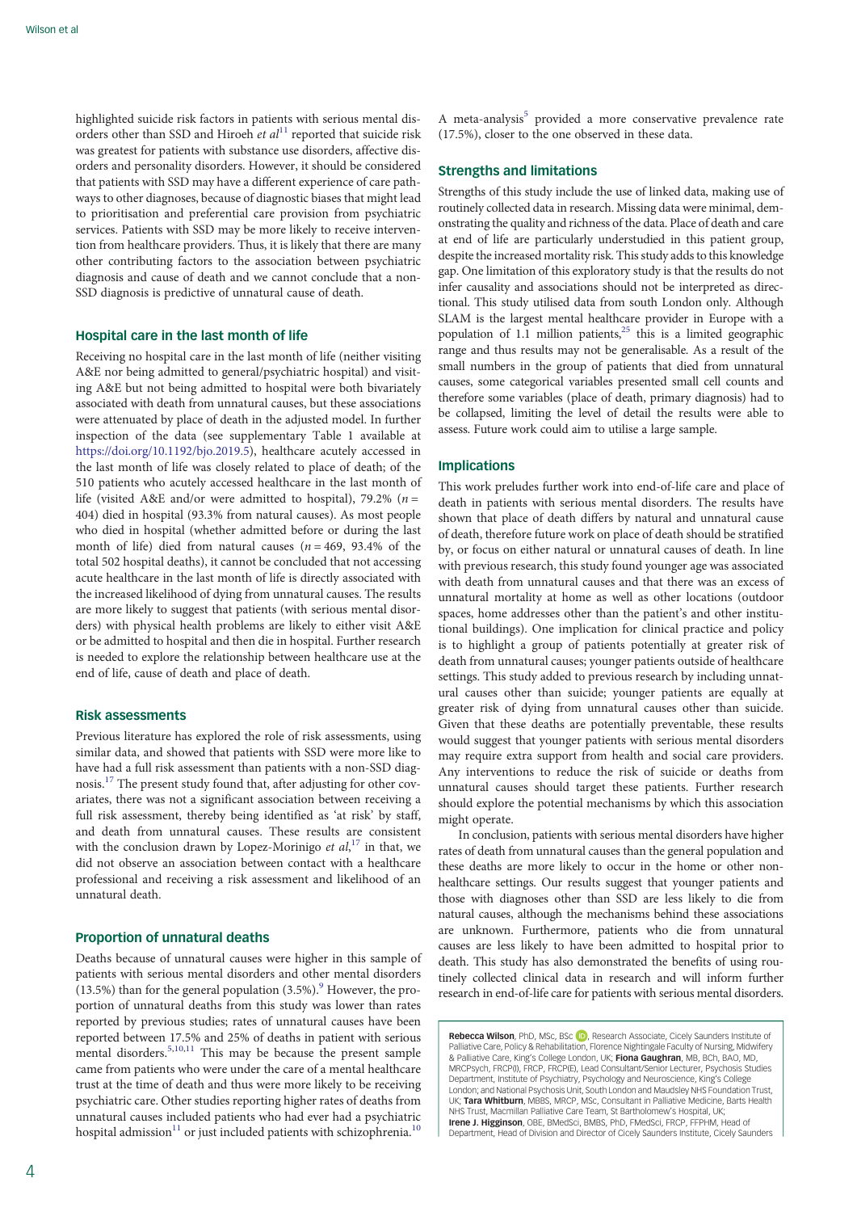highlighted suicide risk factors in patients with serious mental disorders other than SSD and Hiroeh *et al*[11] reported that suicide risk was greatest for patients with substance use disorders, affective disorders and personality disorders. However, it should be considered that patients with SSD may have a different experience of care pathways to other diagnoses, because of diagnostic biases that might lead to prioritisation and preferential care provision from psychiatric services. Patients with SSD may be more likely to receive intervention from healthcare providers. Thus, it is likely that there are many other contributing factors to the association between psychiatric diagnosis and cause of death and we cannot conclude that a non-SSD diagnosis is predictive of unnatural cause of death.

### Hospital care in the last month of life

Receiving no hospital care in the last month of life (neither visiting A&E nor being admitted to general/psychiatric hospital) and visiting A&E but not being admitted to hospital were both bivariately associated with death from unnatural causes, but these associations were attenuated by place of death in the adjusted model. In further inspection of the data (see supplementary Table 1 available at https://doi.org/10.1192/bjo.2019.5), healthcare acutely accessed in the last month of life was closely related to place of death; of the 510 patients who acutely accessed healthcare in the last month of life (visited A&E and/or were admitted to hospital), 79.2% ($n = 404$) died in hospital (93.3% from natural causes). As most people who died in hospital (whether admitted before or during the last month of life) died from natural causes ($n = 469$, 93.4% of the total 502 hospital deaths), it cannot be concluded that not accessing acute healthcare in the last month of life is directly associated with the increased likelihood of dying from unnatural causes. The results are more likely to suggest that patients (with serious mental disorders) with physical health problems are likely to either visit A&E or be admitted to hospital and then die in hospital. Further research is needed to explore the relationship between healthcare use at the end of life, cause of death and place of death.

### Risk assessments

Previous literature has explored the role of risk assessments, using similar data, and showed that patients with SSD were more like to have had a full risk assessment than patients with a non-SSD diagnosis.[17] The present study found that, after adjusting for other covariates, there was not a significant association between receiving a full risk assessment, thereby being identified as 'at risk' by staff, and death from unnatural causes. These results are consistent with the conclusion drawn by Lopez-Morinigo *et al*,[17] in that, we did not observe an association between contact with a healthcare professional and receiving a risk assessment and likelihood of an unnatural death.

### Proportion of unnatural deaths

Deaths because of unnatural causes were higher in this sample of patients with serious mental disorders and other mental disorders (13.5%) than for the general population (3.5%).[9] However, the proportion of unnatural deaths from this study was lower than rates reported by previous studies; rates of unnatural causes have been reported between 17.5% and 25% of deaths in patient with serious mental disorders.[5,10,11] This may be because the present sample came from patients who were under the care of a mental healthcare trust at the time of death and thus were more likely to be receiving psychiatric care. Other studies reporting higher rates of deaths from unnatural causes included patients who had ever had a psychiatric hospital admission[11] or just included patients with schizophrenia.[10] A meta-analysis[5] provided a more conservative prevalence rate (17.5%), closer to the one observed in these data.

### Strengths and limitations

Strengths of this study include the use of linked data, making use of routinely collected data in research. Missing data were minimal, demonstrating the quality and richness of the data. Place of death and care at end of life are particularly understudied in this patient group, despite the increased mortality risk. This study adds to this knowledge gap. One limitation of this exploratory study is that the results do not infer causality and associations should not be interpreted as directional. This study utilised data from south London only. Although SLAM is the largest mental healthcare provider in Europe with a population of 1.1 million patients,[25] this is a limited geographic range and thus results may not be generalisable. As a result of the small numbers in the group of patients that died from unnatural causes, some categorical variables presented small cell counts and therefore some variables (place of death, primary diagnosis) had to be collapsed, limiting the level of detail the results were able to assess. Future work could aim to utilise a large sample.

### Implications

This work preludes further work into end-of-life care and place of death in patients with serious mental disorders. The results have shown that place of death differs by natural and unnatural cause of death, therefore future work on place of death should be stratified by, or focus on either natural or unnatural causes of death. In line with previous research, this study found younger age was associated with death from unnatural causes and that there was an excess of unnatural mortality at home as well as other locations (outdoor spaces, home addresses other than the patient's and other institutional buildings). One implication for clinical practice and policy is to highlight a group of patients potentially at greater risk of death from unnatural causes; younger patients outside of healthcare settings. This study added to previous research by including unnatural causes other than suicide; younger patients are equally at greater risk of dying from unnatural causes other than suicide. Given that these deaths are potentially preventable, these results would suggest that younger patients with serious mental disorders may require extra support from health and social care providers. Any interventions to reduce the risk of suicide or deaths from unnatural causes should target these patients. Further research should explore the potential mechanisms by which this association might operate.

In conclusion, patients with serious mental disorders have higher rates of death from unnatural causes than the general population and these deaths are more likely to occur in the home or other non-healthcare settings. Our results suggest that younger patients and those with diagnoses other than SSD are less likely to die from natural causes, although the mechanisms behind these associations are unknown. Furthermore, patients who die from unnatural causes are less likely to have been admitted to hospital prior to death. This study has also demonstrated the benefits of using routinely collected clinical data in research and will inform further research in end-of-life care for patients with serious mental disorders.

**Rebecca Wilson**, PhD, MSc, BSc, Research Associate, Cicely Saunders Institute of Palliative Care, Policy & Rehabilitation, Florence Nightingale Faculty of Nursing, Midwifery & Palliative Care, King's College London, UK; **Fiona Gaughran**, MB, BCh, BAO, MD, MRCPsych, FRCP(I), FRCP, FRCP(E), Lead Consultant/Senior Lecturer, Psychosis Studies Department, Institute of Psychiatry, Psychology and Neuroscience, King's College London; and National Psychosis Unit, South London and Maudsley NHS Foundation Trust, UK; **Tara Whitburn**, MBBS, MRCP, MSc, Consultant in Palliative Medicine, Barts Health NHS Trust, Macmillan Palliative Care Team, St Bartholomew's Hospital, UK; **Irene J. Higginson**, OBE, BMedSci, BMBS, PhD, FMedSci, FRCP, FFPHM, Head of Department, Head of Division and Director of Cicely Saunders Institute, Cicely Saunders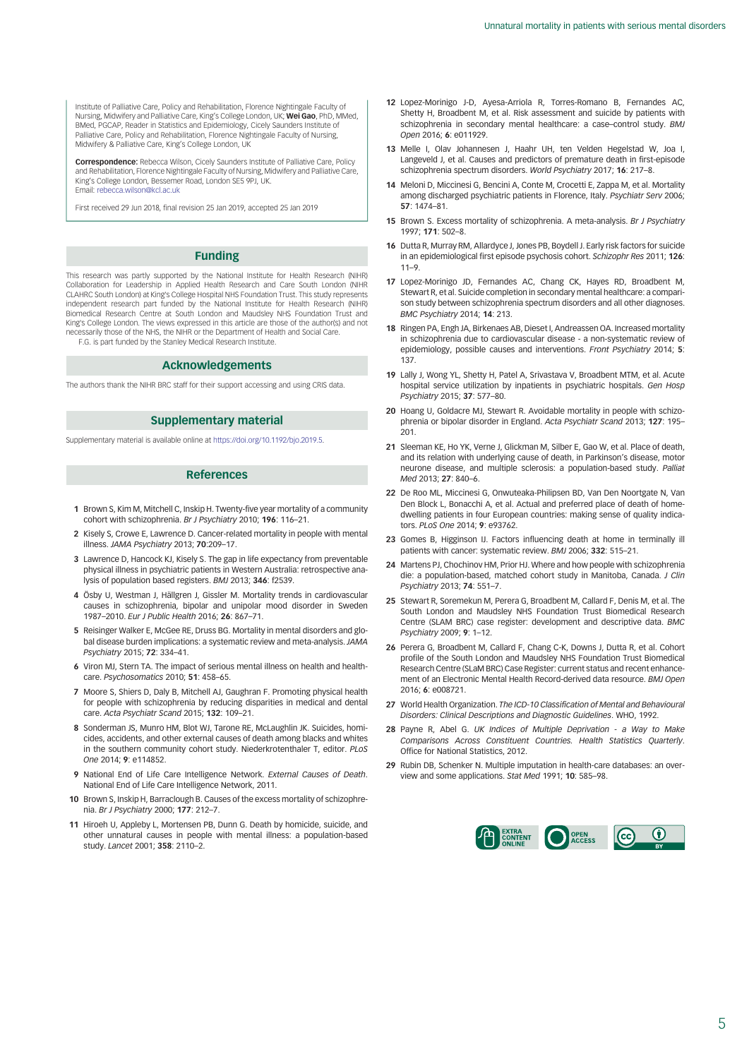Institute of Palliative Care, Policy and Rehabilitation, Florence Nightingale Faculty of Nursing, Midwifery and Palliative Care, King's College London, UK; **Wei Gao**, PhD, MMed, BMed, PGCAP, Reader in Statistics and Epidemiology, Cicely Saunders Institute of Palliative Care, Policy and Rehabilitation, Florence Nightingale Faculty of Nursing, Midwifery & Palliative Care, King's College London, UK

**Correspondence:** Rebecca Wilson, Cicely Saunders Institute of Palliative Care, Policy and Rehabilitation, Florence Nightingale Faculty of Nursing, Midwifery and Palliative Care, King's College London, Bessemer Road, London SE5 9PJ, UK. Email: rebecca.wilson@kcl.ac.uk

First received 29 Jun 2018, final revision 25 Jan 2019, accepted 25 Jan 2019

## Funding

This research was partly supported by the National Institute for Health Research (NIHR) Collaboration for Leadership in Applied Health Research and Care South London (NIHR CLAHRC South London) at King's College Hospital NHS Foundation Trust. This study represents independent research part funded by the National Institute for Health Research (NIHR) Biomedical Research Centre at South London and Maudsley NHS Foundation Trust and King's College London. The views expressed in this article are those of the author(s) and not necessarily those of the NHS, the NIHR or the Department of Health and Social Care.

F.G. is part funded by the Stanley Medical Research Institute.

## Acknowledgements

The authors thank the NIHR BRC staff for their support accessing and using CRIS data.

## Supplementary material

Supplementary material is available online at https://doi.org/10.1192/bjo.2019.5.

## References

1 Brown S, Kim M, Mitchell C, Inskip H. Twenty-five year mortality of a community cohort with schizophrenia. *Br J Psychiatry* 2010; **196**: 116–21.

2 Kisely S, Crowe E, Lawrence D. Cancer-related mortality in people with mental illness. *JAMA Psychiatry* 2013; **70**:209–17.

3 Lawrence D, Hancock KJ, Kisely S. The gap in life expectancy from preventable physical illness in psychiatric patients in Western Australia: retrospective analysis of population based registers. *BMJ* 2013; **346**: f2539.

4 Ösby U, Westman J, Hällgren J, Gissler M. Mortality trends in cardiovascular causes in schizophrenia, bipolar and unipolar mood disorder in Sweden 1987–2010. *Eur J Public Health* 2016; **26**: 867–71.

5 Reisinger Walker E, McGee RE, Druss BG. Mortality in mental disorders and global disease burden implications: a systematic review and meta-analysis. *JAMA Psychiatry* 2015; **72**: 334–41.

6 Viron MJ, Stern TA. The impact of serious mental illness on health and healthcare. *Psychosomatics* 2010; **51**: 458–65.

7 Moore S, Shiers D, Daly B, Mitchell AJ, Gaughran F. Promoting physical health for people with schizophrenia by reducing disparities in medical and dental care. *Acta Psychiatr Scand* 2015; **132**: 109–21.

8 Sonderman JS, Munro HM, Blot WJ, Tarone RE, McLaughlin JK. Suicides, homicides, accidents, and other external causes of death among blacks and whites in the southern community cohort study. Niederkrotenthaler T, editor. *PLoS One* 2014; **9**: e114852.

9 National End of Life Care Intelligence Network. *External Causes of Death*. National End of Life Care Intelligence Network, 2011.

10 Brown S, Inskip H, Barraclough B. Causes of the excess mortality of schizophrenia. *Br J Psychiatry* 2000; **177**: 212–7.

11 Hiroeh U, Appleby L, Mortensen PB, Dunn G. Death by homicide, suicide, and other unnatural causes in people with mental illness: a population-based study. *Lancet* 2001; **358**: 2110–2.

12 Lopez-Morinigo J-D, Ayesa-Arriola R, Torres-Romano B, Fernandes AC, Shetty H, Broadbent M, et al. Risk assessment and suicide by patients with schizophrenia in secondary mental healthcare: a case–control study. *BMJ Open* 2016; **6**: e011929.

13 Melle I, Olav Johannesen J, Haahr UH, ten Velden Hegelstad W, Joa I, Langeveld J, et al. Causes and predictors of premature death in first-episode schizophrenia spectrum disorders. *World Psychiatry* 2017; **16**: 217–8.

14 Meloni D, Miccinesi G, Bencini A, Conte M, Crocetti E, Zappa M, et al. Mortality among discharged psychiatric patients in Florence, Italy. *Psychiatr Serv* 2006; **57**: 1474–81.

15 Brown S. Excess mortality of schizophrenia. A meta-analysis. *Br J Psychiatry* 1997; **171**: 502–8.

16 Dutta R, Murray RM, Allardyce J, Jones PB, Boydell J. Early risk factors for suicide in an epidemiological first episode psychosis cohort. *Schizophr Res* 2011; **126**: 11–9.

17 Lopez-Morinigo JD, Fernandes AC, Chang CK, Hayes RD, Broadbent M, Stewart R, et al. Suicide completion in secondary mental healthcare: a comparison study between schizophrenia spectrum disorders and all other diagnoses. *BMC Psychiatry* 2014; **14**: 213.

18 Ringen PA, Engh JA, Birkenaes AB, Dieset I, Andreassen OA. Increased mortality in schizophrenia due to cardiovascular disease - a non-systematic review of epidemiology, possible causes and interventions. *Front Psychiatry* 2014; **5**: 137.

19 Lally J, Wong YL, Shetty H, Patel A, Srivastava V, Broadbent MTM, et al. Acute hospital service utilization by inpatients in psychiatric hospitals. *Gen Hosp Psychiatry* 2015; **37**: 577–80.

20 Hoang U, Goldacre MJ, Stewart R. Avoidable mortality in people with schizophrenia or bipolar disorder in England. *Acta Psychiatr Scand* 2013; **127**: 195–201.

21 Sleeman KE, Ho YK, Verne J, Glickman M, Silber E, Gao W, et al. Place of death, and its relation with underlying cause of death, in Parkinson's disease, motor neurone disease, and multiple sclerosis: a population-based study. *Palliat Med* 2013; **27**: 840–6.

22 De Roo ML, Miccinesi G, Onwuteaka-Philipsen BD, Van Den Noortgate N, Van Den Block L, Bonacchi A, et al. Actual and preferred place of death of home-dwelling patients in four European countries: making sense of quality indicators. *PLoS One* 2014; **9**: e93762.

23 Gomes B, Higginson IJ. Factors influencing death at home in terminally ill patients with cancer: systematic review. *BMJ* 2006; **332**: 515–21.

24 Martens PJ, Chochinov HM, Prior HJ. Where and how people with schizophrenia die: a population-based, matched cohort study in Manitoba, Canada. *J Clin Psychiatry* 2013; **74**: 551–7.

25 Stewart R, Soremekun M, Perera G, Broadbent M, Callard F, Denis M, et al. The South London and Maudsley NHS Foundation Trust Biomedical Research Centre (SLAM BRC) case register: development and descriptive data. *BMC Psychiatry* 2009; **9**: 1–12.

26 Perera G, Broadbent M, Callard F, Chang C-K, Downs J, Dutta R, et al. Cohort profile of the South London and Maudsley NHS Foundation Trust Biomedical Research Centre (SLaM BRC) Case Register: current status and recent enhancement of an Electronic Mental Health Record-derived data resource. *BMJ Open* 2016; **6**: e008721.

27 World Health Organization. *The ICD-10 Classification of Mental and Behavioural Disorders: Clinical Descriptions and Diagnostic Guidelines*. WHO, 1992.

28 Payne R, Abel G. *UK Indices of Multiple Deprivation - a Way to Make Comparisons Across Constituent Countries. Health Statistics Quarterly*. Office for National Statistics, 2012.

29 Rubin DB, Schenker N. Multiple imputation in health-care databases: an overview and some applications. *Stat Med* 1991; **10**: 585–98.